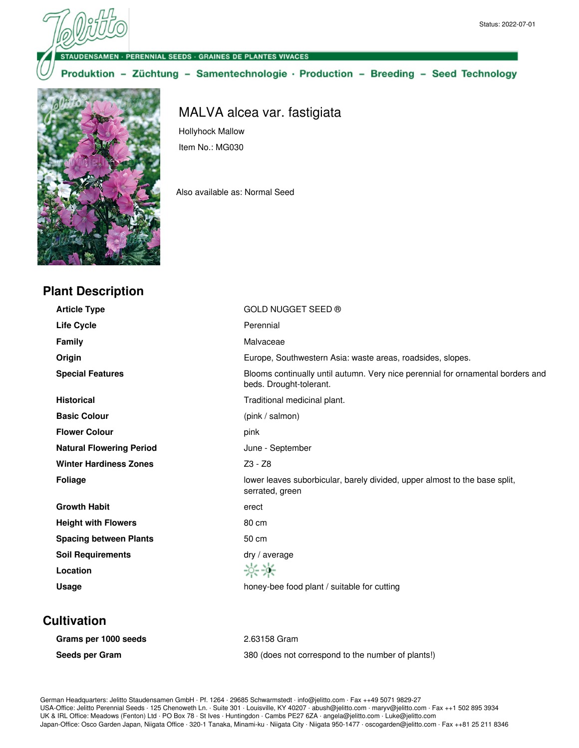Status: 2022-07-01

STAUDENSAMEN · PERENNIAL SEEDS · GRAINES DE PLANTES VIVACES

Produktion – Züchtung – Samentechnologie · Production – Breeding – Seed Technology

# MALVA alcea var. fastigiata

Hollyhock Mallow

Item No.: MG030

Also available as: Normal Seed

## Plant Description

| | |
|---|---|
| **Article Type** | GOLD NUGGET SEED ® |
| **Life Cycle** | Perennial |
| **Family** | Malvaceae |
| **Origin** | Europe, Southwestern Asia: waste areas, roadsides, slopes. |
| **Special Features** | Blooms continually until autumn. Very nice perennial for ornamental borders and beds. Drought-tolerant. |
| **Historical** | Traditional medicinal plant. |
| **Basic Colour** | (pink / salmon) |
| **Flower Colour** | pink |
| **Natural Flowering Period** | June - September |
| **Winter Hardiness Zones** | Z3 - Z8 |
| **Foliage** | lower leaves suborbicular, barely divided, upper almost to the base split, serrated, green |
| **Growth Habit** | erect |
| **Height with Flowers** | 80 cm |
| **Spacing between Plants** | 50 cm |
| **Soil Requirements** | dry / average |
| **Location** | |
| **Usage** | honey-bee food plant / suitable for cutting |

## Cultivation

| | |
|---|---|
| **Grams per 1000 seeds** | 2.63158 Gram |
| **Seeds per Gram** | 380 (does not correspond to the number of plants!) |

German Headquarters: Jelitto Staudensamen GmbH · Pf. 1264 · 29685 Schwarmstedt · info@jelitto.com · Fax ++49 5071 9829-27
USA-Office: Jelitto Perennial Seeds · 125 Chenoweth Ln. · Suite 301 · Louisville, KY 40207 · abush@jelitto.com · maryv@jelitto.com · Fax ++1 502 895 3934
UK & IRL Office: Meadows (Fenton) Ltd · PO Box 78 · St Ives · Huntingdon · Cambs PE27 6ZA · angela@jelitto.com · Luke@jelitto.com
Japan-Office: Osco Garden Japan, Niigata Office · 320-1 Tanaka, Minami-ku · Niigata City · Niigata 950-1477 · oscogarden@jelitto.com · Fax ++81 25 211 8346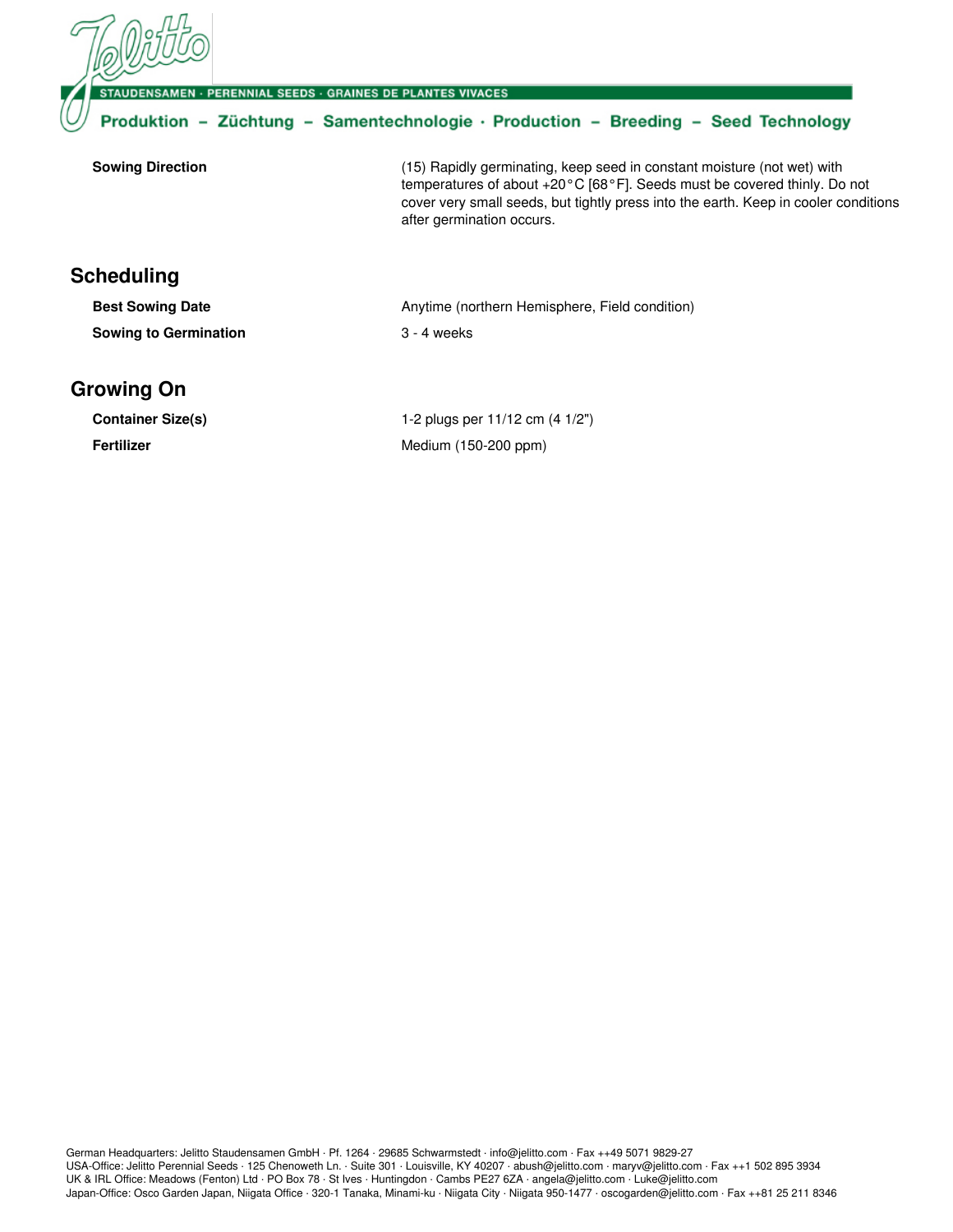| | |
|---|---|
| **Sowing Direction** | (15) Rapidly germinating, keep seed in constant moisture (not wet) with temperatures of about +20°C [68°F]. Seeds must be covered thinly. Do not cover very small seeds, but tightly press into the earth. Keep in cooler conditions after germination occurs. |

## Scheduling

| | |
|---|---|
| **Best Sowing Date** | Anytime (northern Hemisphere, Field condition) |
| **Sowing to Germination** | 3 - 4 weeks |

## Growing On

| | |
|---|---|
| **Container Size(s)** | 1-2 plugs per 11/12 cm (4 1/2") |
| **Fertilizer** | Medium (150-200 ppm) |